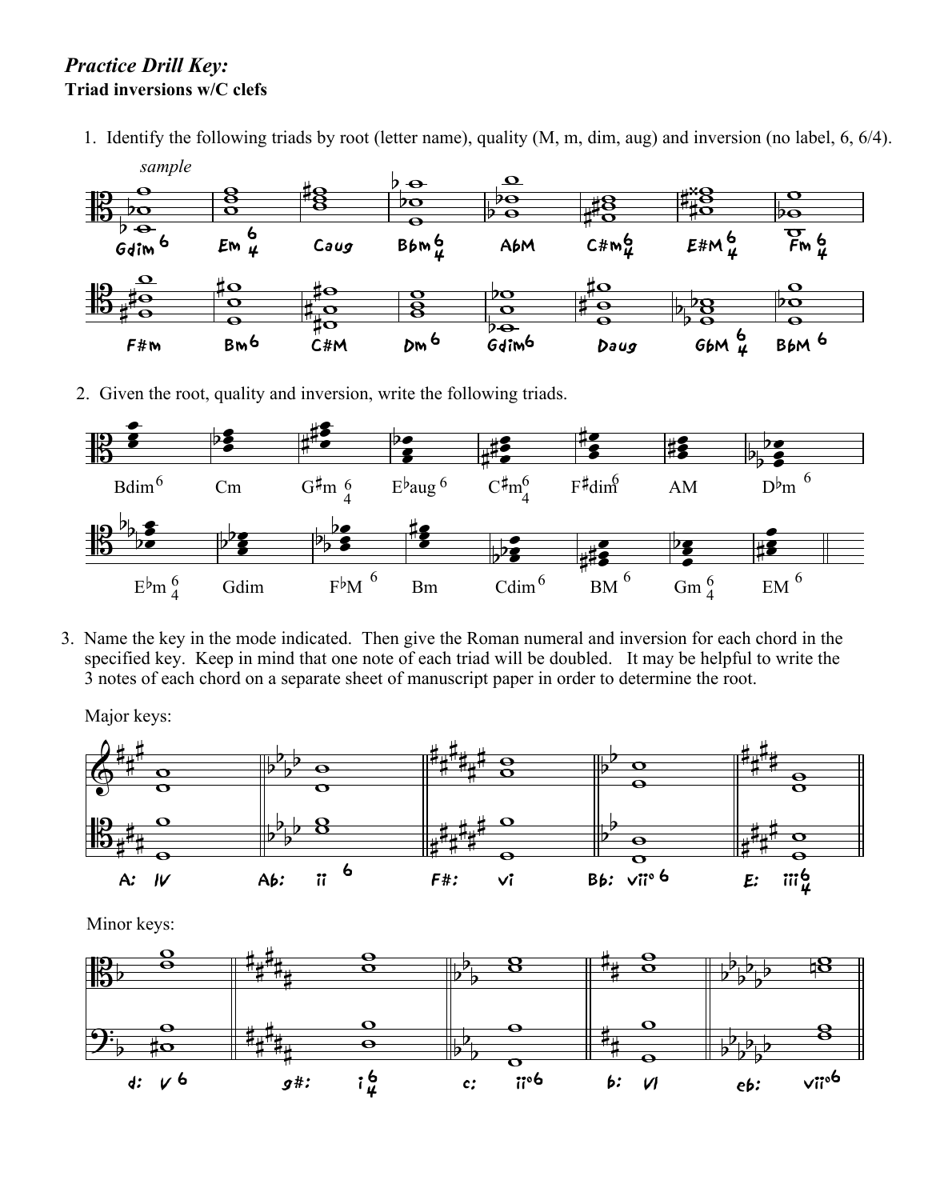***Practice Drill Key:***
**Triad inversions w/C clefs**

1. Identify the following triads by root (letter name), quality (M, m, dim, aug) and inversion (no label, 6, 6/4).

*sample*

Gdim 6 | Em 6/4 | Caug | Bbm 6/4 | AbM | C#m 6/4 | E#M 6/4 | Fm 6/4

F#m | Bm 6 | C#M | Dm 6 | Gdim 6 | Daug | GbM 6/4 | BbM 6

2. Given the root, quality and inversion, write the following triads.

Bdim 6 | Cm | G♯m 6/4 | E♭aug 6 | C♯m 6/4 | F♯dim 6 | AM | D♭m 6

E♭m 6/4 | Gdim | F♭M 6 | Bm | Cdim 6 | BM 6 | Gm 6/4 | EM 6

3. Name the key in the mode indicated. Then give the Roman numeral and inversion for each chord in the specified key. Keep in mind that one note of each triad will be doubled. It may be helpful to write the 3 notes of each chord on a separate sheet of manuscript paper in order to determine the root.

Major keys:

A: IV | Ab: ii 6 | F#: vi | Bb: vii° 6 | E: iii 6/4

Minor keys:

d: V 6 | g#: i 6/4 | c: ii° 6 | b: VI | eb: vii° 6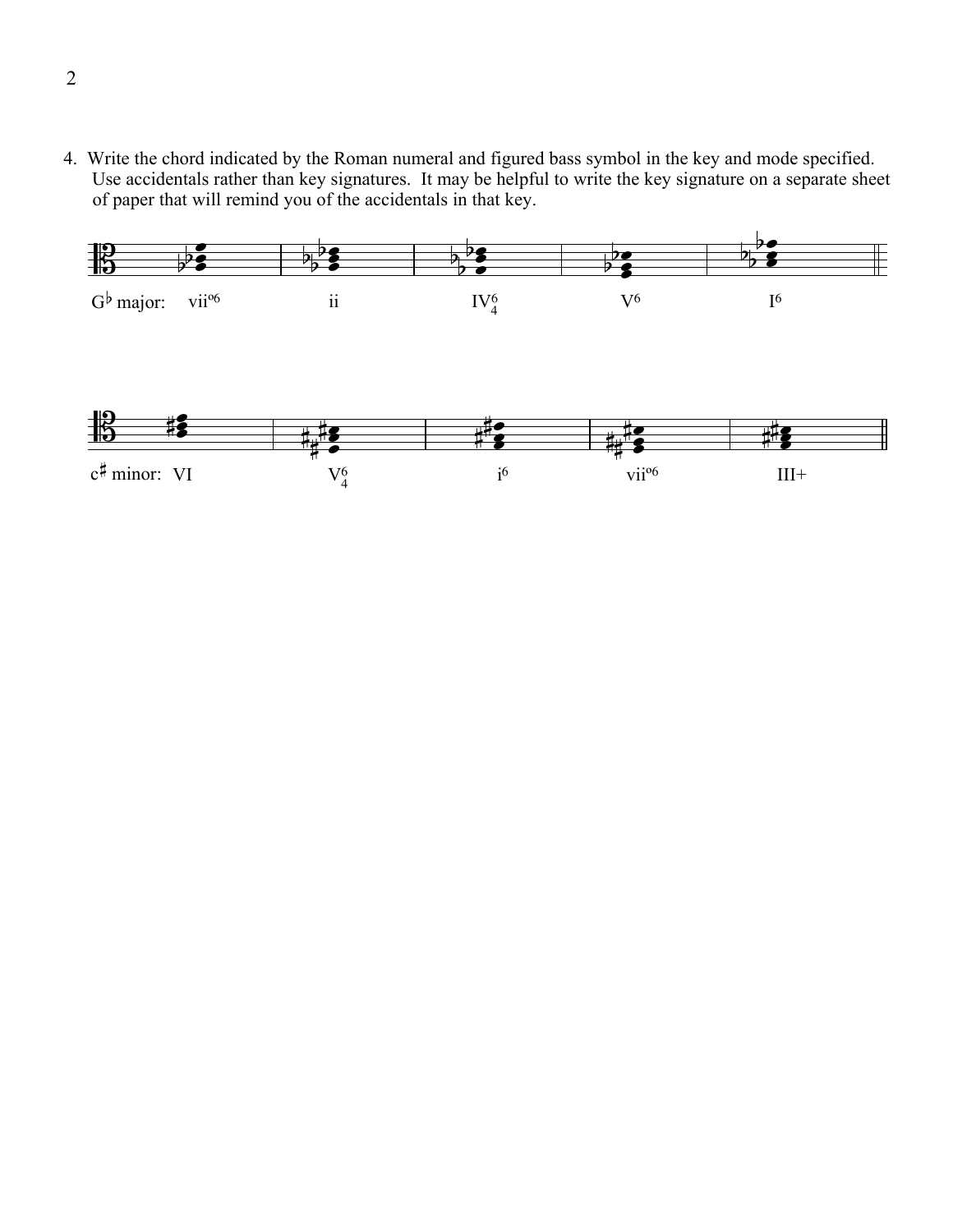4. Write the chord indicated by the Roman numeral and figured bass symbol in the key and mode specified. Use accidentals rather than key signatures. It may be helpful to write the key signature on a separate sheet of paper that will remind you of the accidentals in that key.

G♭ major: vii$^{o6}$ ii IV$^{6}_{4}$ V$^{6}$ I$^{6}$

c♯ minor: VI V$^{6}_{4}$ i$^{6}$ vii$^{o6}$ III+